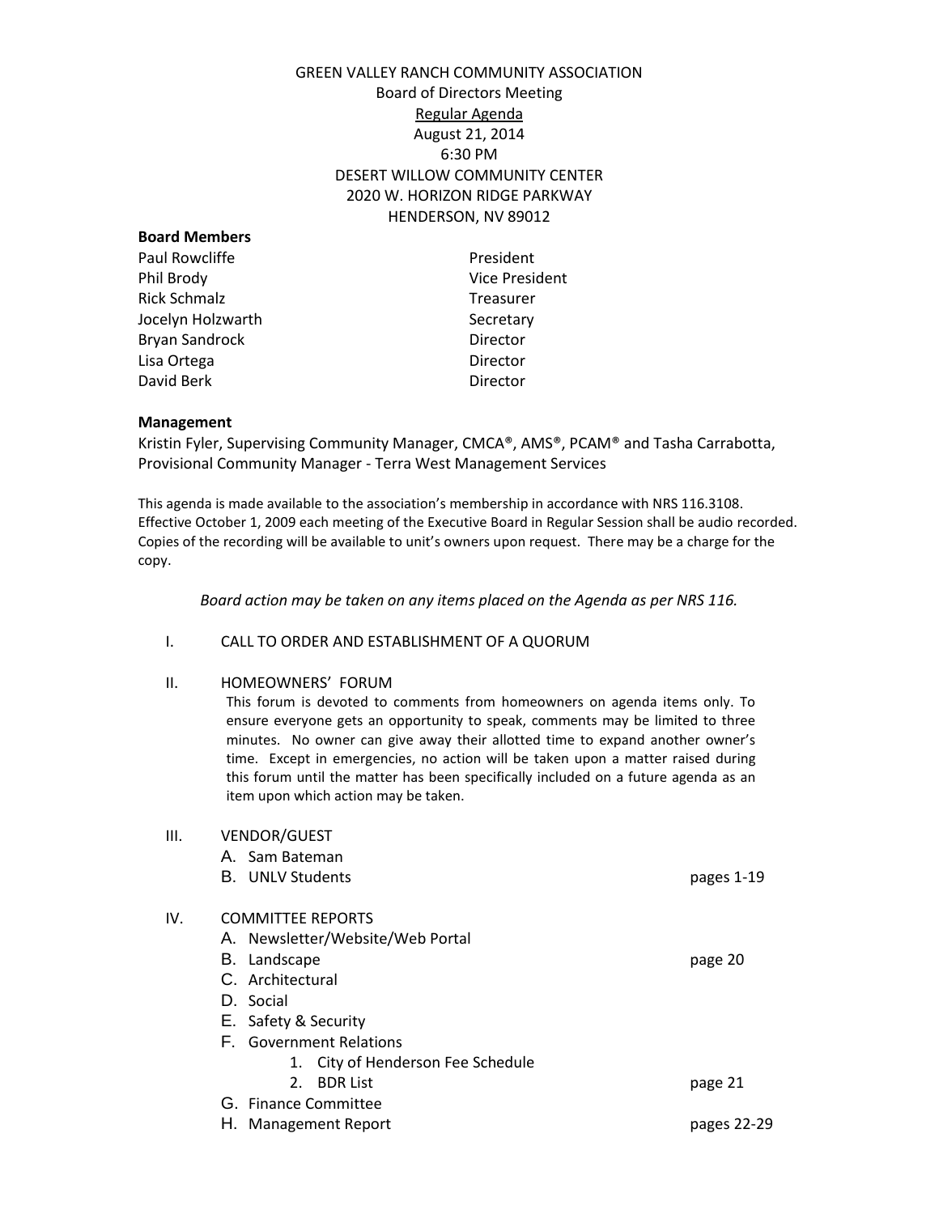# GREEN VALLEY RANCH COMMUNITY ASSOCIATION

Board of Directors Meeting

Regular Agenda

August 21, 2014

6:30 PM

DESERT WILLOW COMMUNITY CENTER

2020 W. HORIZON RIDGE PARKWAY

HENDERSON, NV 89012

**Board Members**

| | |
|---|---|
| Paul Rowcliffe | President |
| Phil Brody | Vice President |
| Rick Schmalz | Treasurer |
| Jocelyn Holzwarth | Secretary |
| Bryan Sandrock | Director |
| Lisa Ortega | Director |
| David Berk | Director |

**Management**

Kristin Fyler, Supervising Community Manager, CMCA®, AMS®, PCAM® and Tasha Carrabotta, Provisional Community Manager - Terra West Management Services

This agenda is made available to the association's membership in accordance with NRS 116.3108. Effective October 1, 2009 each meeting of the Executive Board in Regular Session shall be audio recorded. Copies of the recording will be available to unit's owners upon request. There may be a charge for the copy.

*Board action may be taken on any items placed on the Agenda as per NRS 116.*

I. CALL TO ORDER AND ESTABLISHMENT OF A QUORUM

II. HOMEOWNERS' FORUM

This forum is devoted to comments from homeowners on agenda items only. To ensure everyone gets an opportunity to speak, comments may be limited to three minutes. No owner can give away their allotted time to expand another owner's time. Except in emergencies, no action will be taken upon a matter raised during this forum until the matter has been specifically included on a future agenda as an item upon which action may be taken.

III. VENDOR/GUEST

- A. Sam Bateman
- B. UNLV Students — pages 1-19

IV. COMMITTEE REPORTS

- A. Newsletter/Website/Web Portal
- B. Landscape — page 20
- C. Architectural
- D. Social
- E. Safety & Security
- F. Government Relations
  1. City of Henderson Fee Schedule
  2. BDR List — page 21
- G. Finance Committee
- H. Management Report — pages 22-29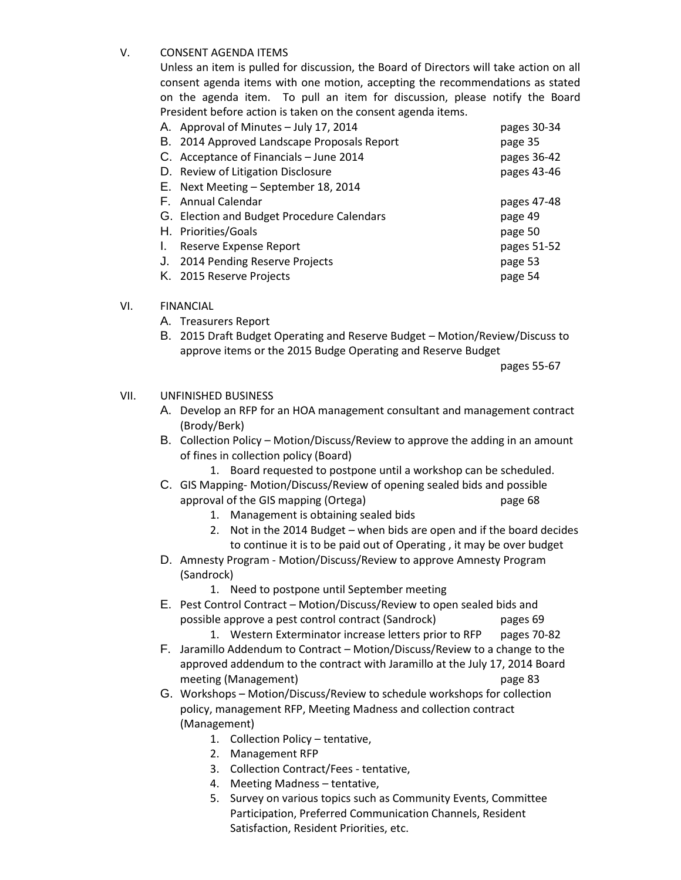V. CONSENT AGENDA ITEMS

Unless an item is pulled for discussion, the Board of Directors will take action on all consent agenda items with one motion, accepting the recommendations as stated on the agenda item. To pull an item for discussion, please notify the Board President before action is taken on the consent agenda items.

A. Approval of Minutes – July 17, 2014 — pages 30-34
B. 2014 Approved Landscape Proposals Report — page 35
C. Acceptance of Financials – June 2014 — pages 36-42
D. Review of Litigation Disclosure — pages 43-46
E. Next Meeting – September 18, 2014
F. Annual Calendar — pages 47-48
G. Election and Budget Procedure Calendars — page 49
H. Priorities/Goals — page 50
I. Reserve Expense Report — pages 51-52
J. 2014 Pending Reserve Projects — page 53
K. 2015 Reserve Projects — page 54

VI. FINANCIAL

A. Treasurers Report
B. 2015 Draft Budget Operating and Reserve Budget – Motion/Review/Discuss to approve items or the 2015 Budge Operating and Reserve Budget — pages 55-67

VII. UNFINISHED BUSINESS

A. Develop an RFP for an HOA management consultant and management contract (Brody/Berk)
B. Collection Policy – Motion/Discuss/Review to approve the adding in an amount of fines in collection policy (Board)
   1. Board requested to postpone until a workshop can be scheduled.
C. GIS Mapping- Motion/Discuss/Review of opening sealed bids and possible approval of the GIS mapping (Ortega) — page 68
   1. Management is obtaining sealed bids
   2. Not in the 2014 Budget – when bids are open and if the board decides to continue it is to be paid out of Operating , it may be over budget
D. Amnesty Program - Motion/Discuss/Review to approve Amnesty Program (Sandrock)
   1. Need to postpone until September meeting
E. Pest Control Contract – Motion/Discuss/Review to open sealed bids and possible approve a pest control contract (Sandrock) — pages 69
   1. Western Exterminator increase letters prior to RFP — pages 70-82
F. Jaramillo Addendum to Contract – Motion/Discuss/Review to a change to the approved addendum to the contract with Jaramillo at the July 17, 2014 Board meeting (Management) — page 83
G. Workshops – Motion/Discuss/Review to schedule workshops for collection policy, management RFP, Meeting Madness and collection contract (Management)
   1. Collection Policy – tentative,
   2. Management RFP
   3. Collection Contract/Fees - tentative,
   4. Meeting Madness – tentative,
   5. Survey on various topics such as Community Events, Committee Participation, Preferred Communication Channels, Resident Satisfaction, Resident Priorities, etc.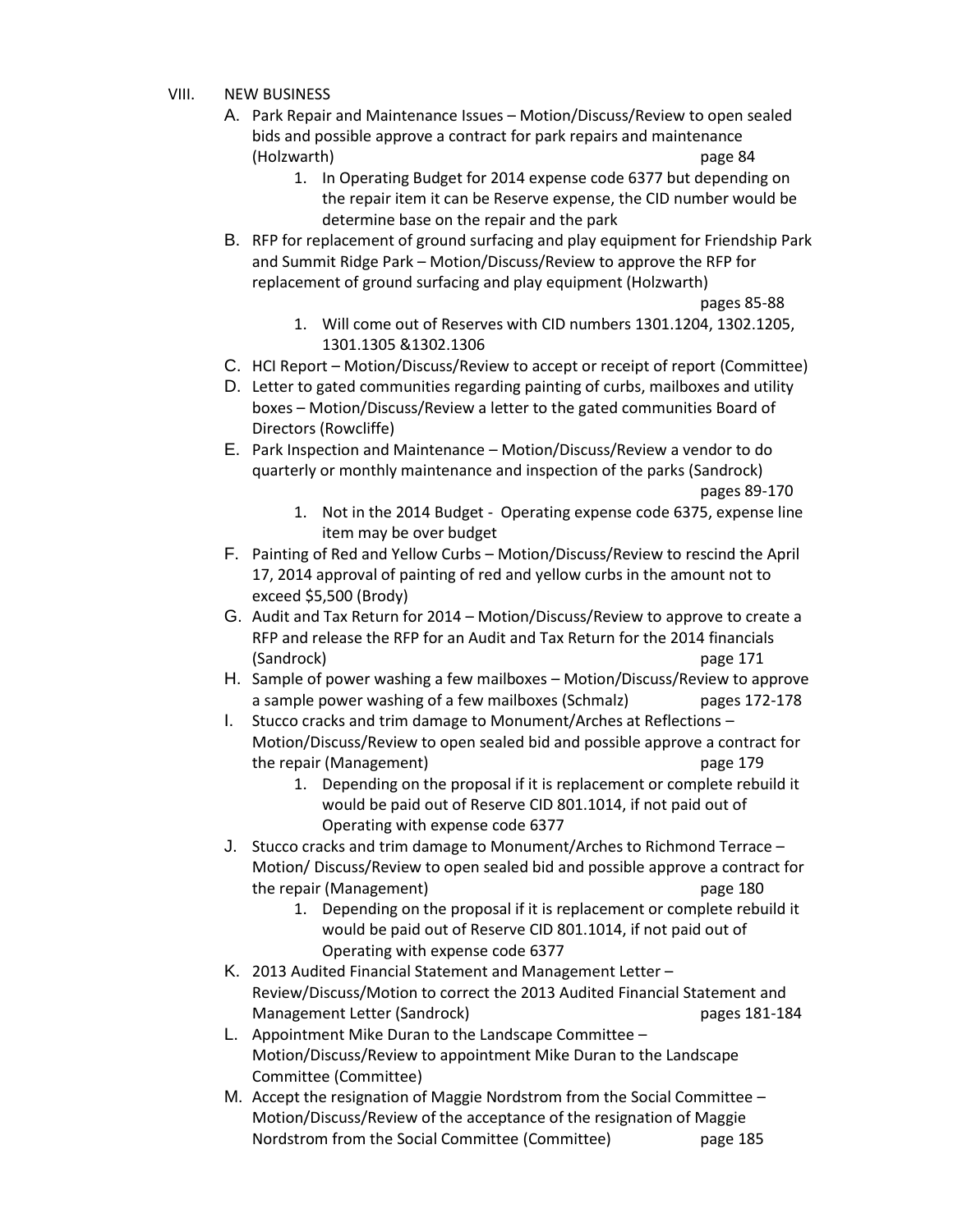VIII. NEW BUSINESS

A. Park Repair and Maintenance Issues – Motion/Discuss/Review to open sealed bids and possible approve a contract for park repairs and maintenance (Holzwarth) page 84
   1. In Operating Budget for 2014 expense code 6377 but depending on the repair item it can be Reserve expense, the CID number would be determine base on the repair and the park

B. RFP for replacement of ground surfacing and play equipment for Friendship Park and Summit Ridge Park – Motion/Discuss/Review to approve the RFP for replacement of ground surfacing and play equipment (Holzwarth) pages 85-88
   1. Will come out of Reserves with CID numbers 1301.1204, 1302.1205, 1301.1305 &1302.1306

C. HCI Report – Motion/Discuss/Review to accept or receipt of report (Committee)

D. Letter to gated communities regarding painting of curbs, mailboxes and utility boxes – Motion/Discuss/Review a letter to the gated communities Board of Directors (Rowcliffe)

E. Park Inspection and Maintenance – Motion/Discuss/Review a vendor to do quarterly or monthly maintenance and inspection of the parks (Sandrock) pages 89-170
   1. Not in the 2014 Budget - Operating expense code 6375, expense line item may be over budget

F. Painting of Red and Yellow Curbs – Motion/Discuss/Review to rescind the April 17, 2014 approval of painting of red and yellow curbs in the amount not to exceed $5,500 (Brody)

G. Audit and Tax Return for 2014 – Motion/Discuss/Review to approve to create a RFP and release the RFP for an Audit and Tax Return for the 2014 financials (Sandrock) page 171

H. Sample of power washing a few mailboxes – Motion/Discuss/Review to approve a sample power washing of a few mailboxes (Schmalz) pages 172-178

I. Stucco cracks and trim damage to Monument/Arches at Reflections – Motion/Discuss/Review to open sealed bid and possible approve a contract for the repair (Management) page 179
   1. Depending on the proposal if it is replacement or complete rebuild it would be paid out of Reserve CID 801.1014, if not paid out of Operating with expense code 6377

J. Stucco cracks and trim damage to Monument/Arches to Richmond Terrace – Motion/ Discuss/Review to open sealed bid and possible approve a contract for the repair (Management) page 180
   1. Depending on the proposal if it is replacement or complete rebuild it would be paid out of Reserve CID 801.1014, if not paid out of Operating with expense code 6377

K. 2013 Audited Financial Statement and Management Letter – Review/Discuss/Motion to correct the 2013 Audited Financial Statement and Management Letter (Sandrock) pages 181-184

L. Appointment Mike Duran to the Landscape Committee – Motion/Discuss/Review to appointment Mike Duran to the Landscape Committee (Committee)

M. Accept the resignation of Maggie Nordstrom from the Social Committee – Motion/Discuss/Review of the acceptance of the resignation of Maggie Nordstrom from the Social Committee (Committee) page 185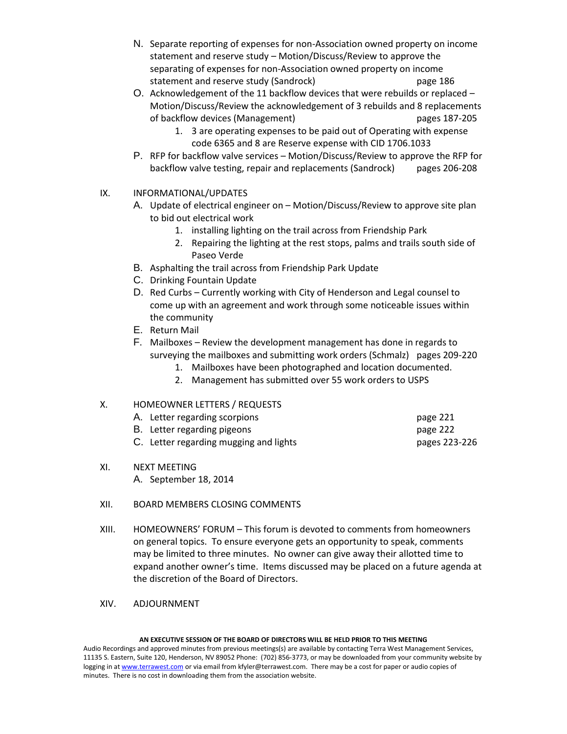N. Separate reporting of expenses for non-Association owned property on income statement and reserve study – Motion/Discuss/Review to approve the separating of expenses for non-Association owned property on income statement and reserve study (Sandrock) page 186

O. Acknowledgement of the 11 backflow devices that were rebuilds or replaced – Motion/Discuss/Review the acknowledgement of 3 rebuilds and 8 replacements of backflow devices (Management) pages 187-205

   1. 3 are operating expenses to be paid out of Operating with expense code 6365 and 8 are Reserve expense with CID 1706.1033

P. RFP for backflow valve services – Motion/Discuss/Review to approve the RFP for backflow valve testing, repair and replacements (Sandrock) pages 206-208

IX. INFORMATIONAL/UPDATES

A. Update of electrical engineer on – Motion/Discuss/Review to approve site plan to bid out electrical work

   1. installing lighting on the trail across from Friendship Park
   2. Repairing the lighting at the rest stops, palms and trails south side of Paseo Verde

B. Asphalting the trail across from Friendship Park Update

C. Drinking Fountain Update

D. Red Curbs – Currently working with City of Henderson and Legal counsel to come up with an agreement and work through some noticeable issues within the community

E. Return Mail

F. Mailboxes – Review the development management has done in regards to surveying the mailboxes and submitting work orders (Schmalz) pages 209-220

   1. Mailboxes have been photographed and location documented.
   2. Management has submitted over 55 work orders to USPS

X. HOMEOWNER LETTERS / REQUESTS

A. Letter regarding scorpions page 221

B. Letter regarding pigeons page 222

C. Letter regarding mugging and lights pages 223-226

XI. NEXT MEETING

A. September 18, 2014

XII. BOARD MEMBERS CLOSING COMMENTS

XIII. HOMEOWNERS' FORUM – This forum is devoted to comments from homeowners on general topics. To ensure everyone gets an opportunity to speak, comments may be limited to three minutes. No owner can give away their allotted time to expand another owner's time. Items discussed may be placed on a future agenda at the discretion of the Board of Directors.

XIV. ADJOURNMENT

**AN EXECUTIVE SESSION OF THE BOARD OF DIRECTORS WILL BE HELD PRIOR TO THIS MEETING**

Audio Recordings and approved minutes from previous meetings(s) are available by contacting Terra West Management Services, 11135 S. Eastern, Suite 120, Henderson, NV 89052 Phone: (702) 856-3773, or may be downloaded from your community website by logging in at www.terrawest.com or via email from kfyler@terrawest.com. There may be a cost for paper or audio copies of minutes. There is no cost in downloading them from the association website.